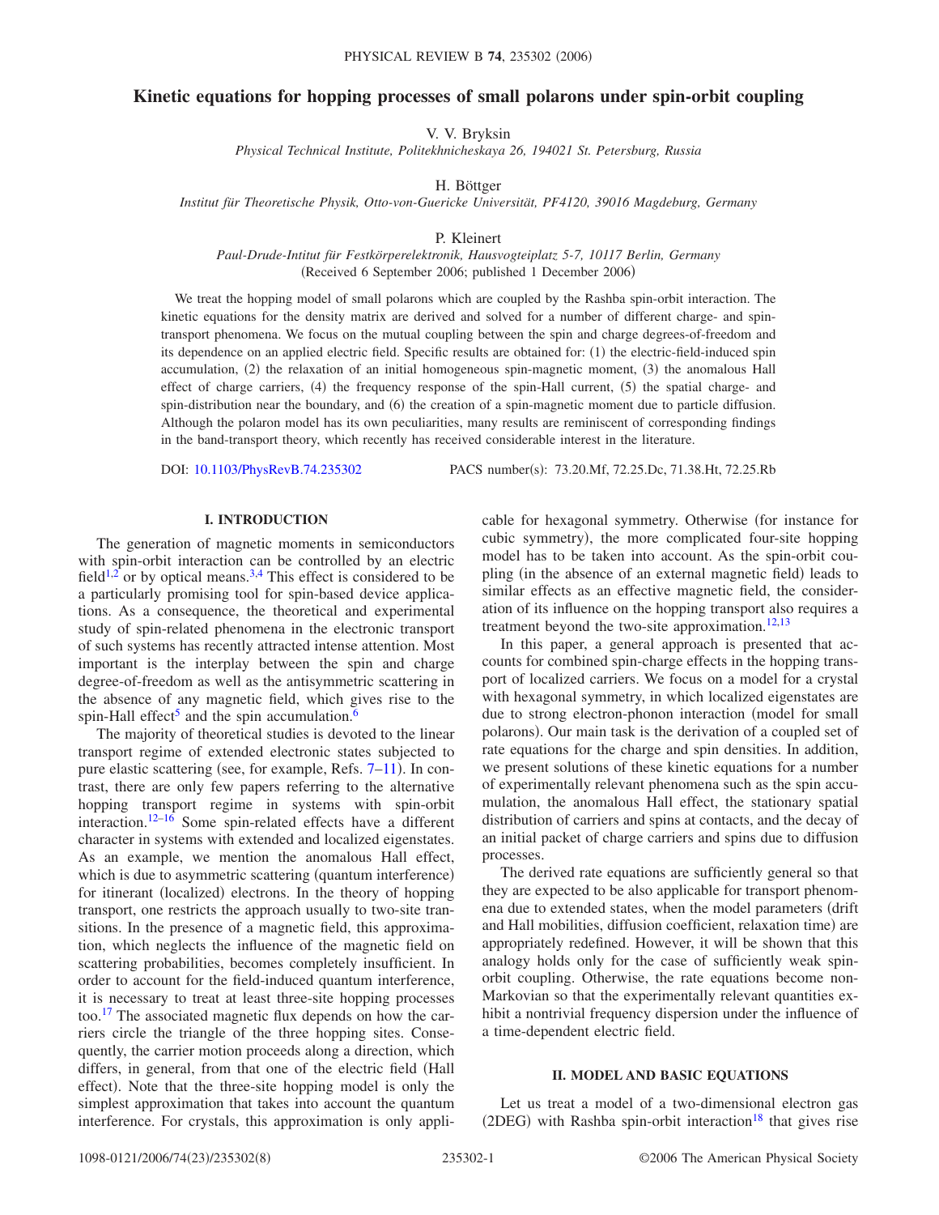# Kinetic equations for hopping processes of small polarons under spin-orbit coupling

V. V. Bryksin

*Physical Technical Institute, Politekhnicheskaya 26, 194021 St. Petersburg, Russia*

H. Böttger

*Institut für Theoretische Physik, Otto-von-Guericke Universität, PF4120, 39016 Magdeburg, Germany*

P. Kleinert

*Paul-Drude-Institut für Festkörperelektronik, Hausvogteiplatz 5-7, 10117 Berlin, Germany*

(Received 6 September 2006; published 1 December 2006)

We treat the hopping model of small polarons which are coupled by the Rashba spin-orbit interaction. The kinetic equations for the density matrix are derived and solved for a number of different charge- and spin-transport phenomena. We focus on the mutual coupling between the spin and charge degrees-of-freedom and its dependence on an applied electric field. Specific results are obtained for: (1) the electric-field-induced spin accumulation, (2) the relaxation of an initial homogeneous spin-magnetic moment, (3) the anomalous Hall effect of charge carriers, (4) the frequency response of the spin-Hall current, (5) the spatial charge- and spin-distribution near the boundary, and (6) the creation of a spin-magnetic moment due to particle diffusion. Although the polaron model has its own peculiarities, many results are reminiscent of corresponding findings in the band-transport theory, which recently has received considerable interest in the literature.

DOI: 10.1103/PhysRevB.74.235302 PACS number(s): 73.20.Mf, 72.25.Dc, 71.38.Ht, 72.25.Rb

## I. INTRODUCTION

The generation of magnetic moments in semiconductors with spin-orbit interaction can be controlled by an electric field[1,2] or by optical means.[3,4] This effect is considered to be a particularly promising tool for spin-based device applications. As a consequence, the theoretical and experimental study of spin-related phenomena in the electronic transport of such systems has recently attracted intense attention. Most important is the interplay between the spin and charge degree-of-freedom as well as the antisymmetric scattering in the absence of any magnetic field, which gives rise to the spin-Hall effect[5] and the spin accumulation.[6]

The majority of theoretical studies is devoted to the linear transport regime of extended electronic states subjected to pure elastic scattering (see, for example, Refs. 7–11). In contrast, there are only few papers referring to the alternative hopping transport regime in systems with spin-orbit interaction.[12–16] Some spin-related effects have a different character in systems with extended and localized eigenstates. As an example, we mention the anomalous Hall effect, which is due to asymmetric scattering (quantum interference) for itinerant (localized) electrons. In the theory of hopping transport, one restricts the approach usually to two-site transitions. In the presence of a magnetic field, this approximation, which neglects the influence of the magnetic field on scattering probabilities, becomes completely insufficient. In order to account for the field-induced quantum interference, it is necessary to treat at least three-site hopping processes too.[17] The associated magnetic flux depends on how the carriers circle the triangle of the three hopping sites. Consequently, the carrier motion proceeds along a direction, which differs, in general, from that one of the electric field (Hall effect). Note that the three-site hopping model is only the simplest approximation that takes into account the quantum interference. For crystals, this approximation is only applicable for hexagonal symmetry. Otherwise (for instance for cubic symmetry), the more complicated four-site hopping model has to be taken into account. As the spin-orbit coupling (in the absence of an external magnetic field) leads to similar effects as an effective magnetic field, the consideration of its influence on the hopping transport also requires a treatment beyond the two-site approximation.[12,13]

In this paper, a general approach is presented that accounts for combined spin-charge effects in the hopping transport of localized carriers. We focus on a model for a crystal with hexagonal symmetry, in which localized eigenstates are due to strong electron-phonon interaction (model for small polarons). Our main task is the derivation of a coupled set of rate equations for the charge and spin densities. In addition, we present solutions of these kinetic equations for a number of experimentally relevant phenomena such as the spin accumulation, the anomalous Hall effect, the stationary spatial distribution of carriers and spins at contacts, and the decay of an initial packet of charge carriers and spins due to diffusion processes.

The derived rate equations are sufficiently general so that they are expected to be also applicable for transport phenomena due to extended states, when the model parameters (drift and Hall mobilities, diffusion coefficient, relaxation time) are appropriately redefined. However, it will be shown that this analogy holds only for the case of sufficiently weak spin-orbit coupling. Otherwise, the rate equations become non-Markovian so that the experimentally relevant quantities exhibit a nontrivial frequency dispersion under the influence of a time-dependent electric field.

## II. MODEL AND BASIC EQUATIONS

Let us treat a model of a two-dimensional electron gas (2DEG) with Rashba spin-orbit interaction[18] that gives rise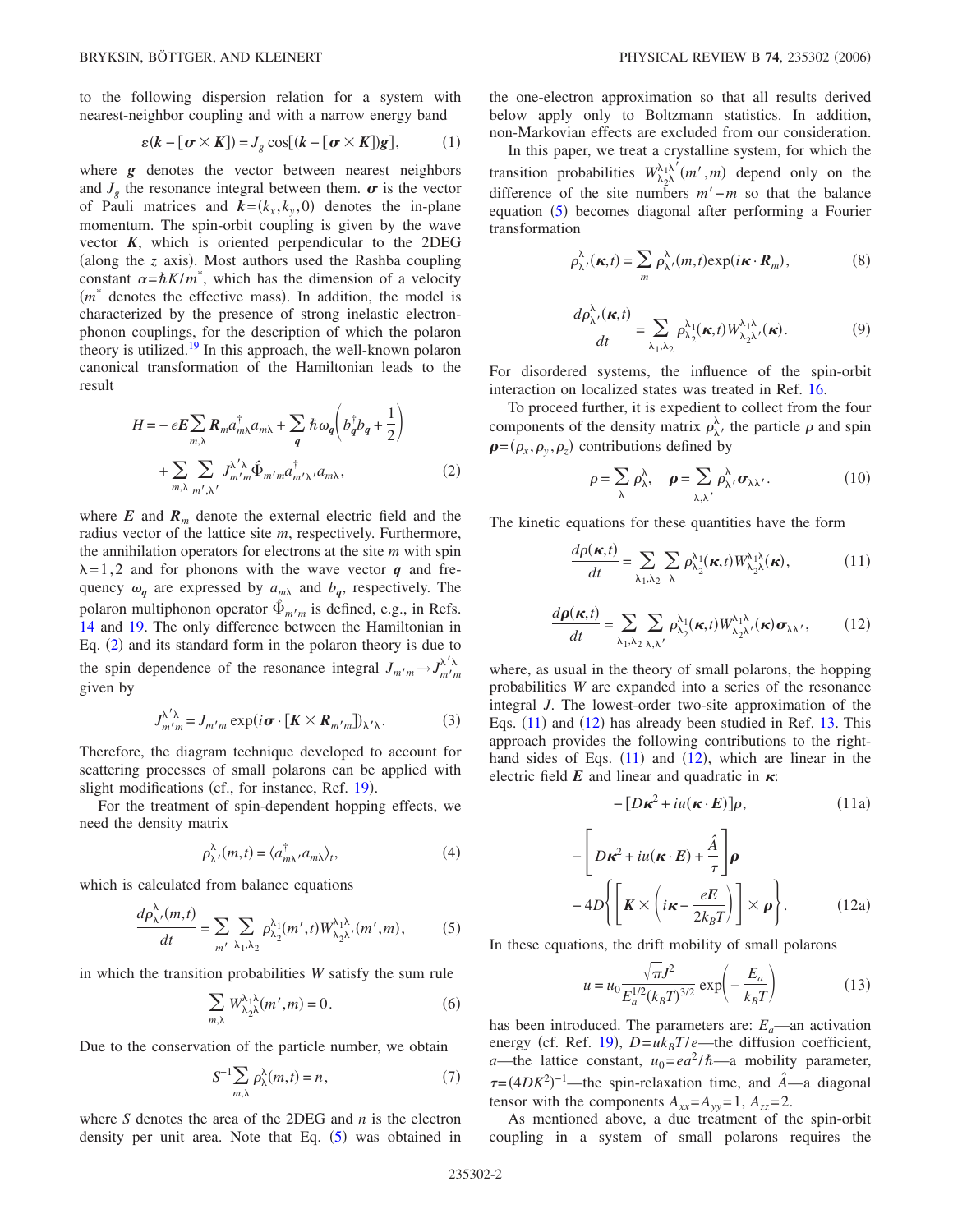to the following dispersion relation for a system with nearest-neighbor coupling and with a narrow energy band

$$\varepsilon(\boldsymbol{k}-[\boldsymbol{\sigma}\times\boldsymbol{K}])=J_g\cos[(\boldsymbol{k}-[\boldsymbol{\sigma}\times\boldsymbol{K}])\boldsymbol{g}], \tag{1}$$

where $\boldsymbol{g}$ denotes the vector between nearest neighbors and $J_g$ the resonance integral between them. $\boldsymbol{\sigma}$ is the vector of Pauli matrices and $\boldsymbol{k}=(k_x,k_y,0)$ denotes the in-plane momentum. The spin-orbit coupling is given by the wave vector $\boldsymbol{K}$, which is oriented perpendicular to the 2DEG (along the $z$ axis). Most authors used the Rashba coupling constant $\alpha=\hbar K/m^*$, which has the dimension of a velocity ($m^*$ denotes the effective mass). In addition, the model is characterized by the presence of strong inelastic electron-phonon couplings, for the description of which the polaron theory is utilized.[19] In this approach, the well-known polaron canonical transformation of the Hamiltonian leads to the result

$$H=-e\boldsymbol{E}\sum_{m,\lambda}\boldsymbol{R}_m a_{m\lambda}^{\dagger}a_{m\lambda}+\sum_{\boldsymbol{q}}\hbar\omega_{\boldsymbol{q}}\left(b_{\boldsymbol{q}}^{\dagger}b_{\boldsymbol{q}}+\frac{1}{2}\right)+\sum_{m,\lambda}\sum_{m',\lambda'}J_{m'm}^{\lambda'\lambda}\hat{\Phi}_{m'm}a_{m'\lambda'}^{\dagger}a_{m\lambda}, \tag{2}$$

where $\boldsymbol{E}$ and $\boldsymbol{R}_m$ denote the external electric field and the radius vector of the lattice site $m$, respectively. Furthermore, the annihilation operators for electrons at the site $m$ with spin $\lambda=1,2$ and for phonons with the wave vector $\boldsymbol{q}$ and frequency $\omega_{\boldsymbol{q}}$ are expressed by $a_{m\lambda}$ and $b_{\boldsymbol{q}}$, respectively. The polaron multiphonon operator $\hat{\Phi}_{m'm}$ is defined, e.g., in Refs. 14 and 19. The only difference between the Hamiltonian in Eq. (2) and its standard form in the polaron theory is due to the spin dependence of the resonance integral $J_{m'm}\rightarrow J_{m'm}^{\lambda'\lambda}$ given by

$$J_{m'm}^{\lambda'\lambda}=J_{m'm}\exp(i\boldsymbol{\sigma}\cdot[\boldsymbol{K}\times\boldsymbol{R}_{m'm}])_{\lambda'\lambda}. \tag{3}$$

Therefore, the diagram technique developed to account for scattering processes of small polarons can be applied with slight modifications (cf., for instance, Ref. 19).

For the treatment of spin-dependent hopping effects, we need the density matrix

$$\rho_{\lambda'}^{\lambda}(m,t)=\langle a_{m\lambda'}^{\dagger}a_{m\lambda}\rangle_t, \tag{4}$$

which is calculated from balance equations

$$\frac{d\rho_{\lambda'}^{\lambda}(m,t)}{dt}=\sum_{m'}\sum_{\lambda_1,\lambda_2}\rho_{\lambda_2}^{\lambda_1}(m',t)W_{\lambda_2\lambda'}^{\lambda_1\lambda}(m',m), \tag{5}$$

in which the transition probabilities $W$ satisfy the sum rule

$$\sum_{m,\lambda}W_{\lambda_2\lambda}^{\lambda_1\lambda}(m',m)=0. \tag{6}$$

Due to the conservation of the particle number, we obtain

$$S^{-1}\sum_{m,\lambda}\rho_{\lambda}^{\lambda}(m,t)=n, \tag{7}$$

where $S$ denotes the area of the 2DEG and $n$ is the electron density per unit area. Note that Eq. (5) was obtained in the one-electron approximation so that all results derived below apply only to Boltzmann statistics. In addition, non-Markovian effects are excluded from our consideration.

In this paper, we treat a crystalline system, for which the transition probabilities $W_{\lambda_2\lambda}^{\lambda_1\lambda'}(m',m)$ depend only on the difference of the site numbers $m'-m$ so that the balance equation (5) becomes diagonal after performing a Fourier transformation

$$\rho_{\lambda'}^{\lambda}(\boldsymbol{\kappa},t)=\sum_m\rho_{\lambda'}^{\lambda}(m,t)\exp(i\boldsymbol{\kappa}\cdot\boldsymbol{R}_m), \tag{8}$$

$$\frac{d\rho_{\lambda'}^{\lambda}(\boldsymbol{\kappa},t)}{dt}=\sum_{\lambda_1,\lambda_2}\rho_{\lambda_2}^{\lambda_1}(\boldsymbol{\kappa},t)W_{\lambda_2\lambda'}^{\lambda_1\lambda}(\boldsymbol{\kappa}). \tag{9}$$

For disordered systems, the influence of the spin-orbit interaction on localized states was treated in Ref. 16.

To proceed further, it is expedient to collect from the four components of the density matrix $\rho_{\lambda'}^{\lambda}$ the particle $\rho$ and spin $\boldsymbol{\rho}=(\rho_x,\rho_y,\rho_z)$ contributions defined by

$$\rho=\sum_{\lambda}\rho_{\lambda}^{\lambda},\quad \boldsymbol{\rho}=\sum_{\lambda,\lambda'}\rho_{\lambda'}^{\lambda}\boldsymbol{\sigma}_{\lambda\lambda'}. \tag{10}$$

The kinetic equations for these quantities have the form

$$\frac{d\rho(\boldsymbol{\kappa},t)}{dt}=\sum_{\lambda_1,\lambda_2}\sum_{\lambda}\rho_{\lambda_2}^{\lambda_1}(\boldsymbol{\kappa},t)W_{\lambda_2\lambda}^{\lambda_1\lambda}(\boldsymbol{\kappa}), \tag{11}$$

$$\frac{d\boldsymbol{\rho}(\boldsymbol{\kappa},t)}{dt}=\sum_{\lambda_1,\lambda_2}\sum_{\lambda,\lambda'}\rho_{\lambda_2}^{\lambda_1}(\boldsymbol{\kappa},t)W_{\lambda_2\lambda'}^{\lambda_1\lambda}(\boldsymbol{\kappa})\boldsymbol{\sigma}_{\lambda\lambda'}, \tag{12}$$

where, as usual in the theory of small polarons, the hopping probabilities $W$ are expanded into a series of the resonance integral $J$. The lowest-order two-site approximation of the Eqs. (11) and (12) has already been studied in Ref. 13. This approach provides the following contributions to the right-hand sides of Eqs. (11) and (12), which are linear in the electric field $\boldsymbol{E}$ and linear and quadratic in $\boldsymbol{\kappa}$:

$$-[D\boldsymbol{\kappa}^2+iu(\boldsymbol{\kappa}\cdot\boldsymbol{E})]\rho, \tag{11a}$$

$$-\left[D\boldsymbol{\kappa}^2+iu(\boldsymbol{\kappa}\cdot\boldsymbol{E})+\frac{\hat{A}}{\tau}\right]\boldsymbol{\rho}-4D\left\{\left[\boldsymbol{K}\times\left(i\boldsymbol{\kappa}-\frac{e\boldsymbol{E}}{2k_BT}\right)\right]\times\boldsymbol{\rho}\right\}. \tag{12a}$$

In these equations, the drift mobility of small polarons

$$u=u_0\frac{\sqrt{\pi}J^2}{E_a^{1/2}(k_BT)^{3/2}}\exp\left(-\frac{E_a}{k_BT}\right) \tag{13}$$

has been introduced. The parameters are: $E_a$—an activation energy (cf. Ref. 19), $D=uk_BT/e$—the diffusion coefficient, $a$—the lattice constant, $u_0=ea^2/\hbar$—a mobility parameter, $\tau=(4DK^2)^{-1}$—the spin-relaxation time, and $\hat{A}$—a diagonal tensor with the components $A_{xx}=A_{yy}=1$, $A_{zz}=2$.

As mentioned above, a due treatment of the spin-orbit coupling in a system of small polarons requires the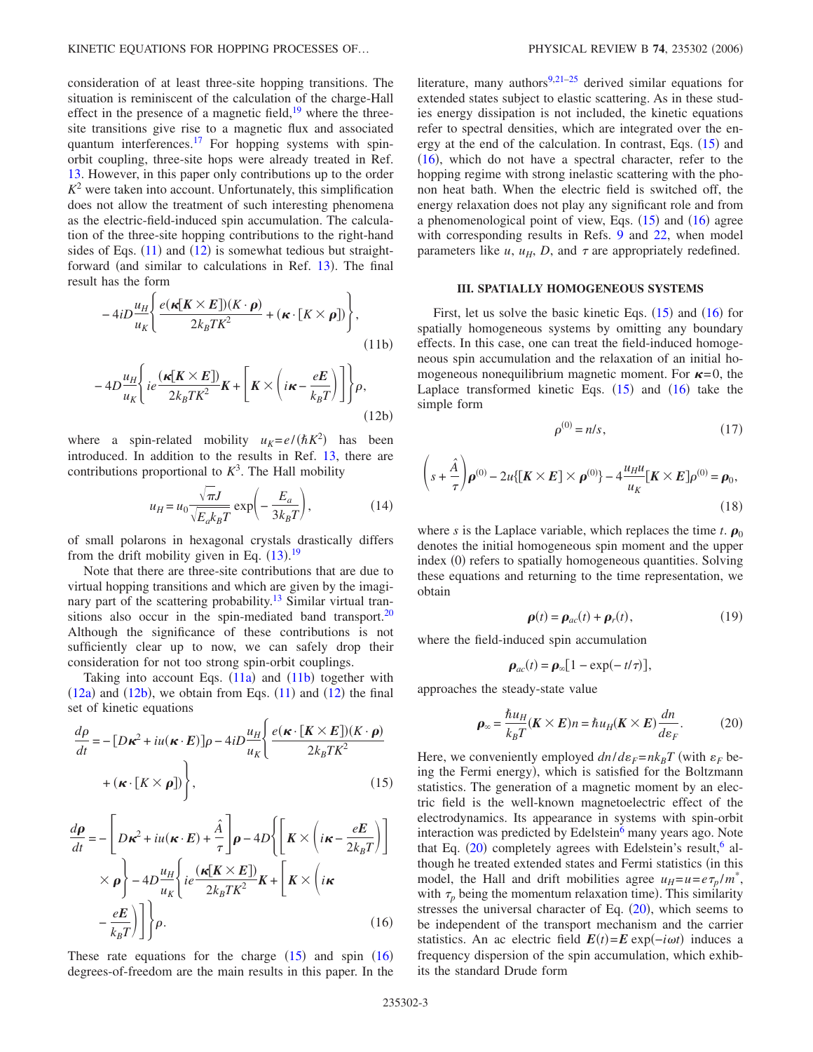consideration of at least three-site hopping transitions. The situation is reminiscent of the calculation of the charge-Hall effect in the presence of a magnetic field,[19] where the three-site transitions give rise to a magnetic flux and associated quantum interferences.[17] For hopping systems with spin-orbit coupling, three-site hops were already treated in Ref. 13. However, in this paper only contributions up to the order $K^2$ were taken into account. Unfortunately, this simplification does not allow the treatment of such interesting phenomena as the electric-field-induced spin accumulation. The calculation of the three-site hopping contributions to the right-hand sides of Eqs. (11) and (12) is somewhat tedious but straightforward (and similar to calculations in Ref. 13). The final result has the form

$$-4iD\frac{u_H}{u_K}\left\{\frac{e(\boldsymbol{\kappa}[\boldsymbol{K}\times\boldsymbol{E}])(K\cdot\boldsymbol{\rho})}{2k_BTK^2}+(\boldsymbol{\kappa}\cdot[K\times\boldsymbol{\rho}])\right\}, \tag{11b}$$

$$-4D\frac{u_H}{u_K}\left\{ie\frac{(\boldsymbol{\kappa}[\boldsymbol{K}\times\boldsymbol{E}])}{2k_BTK^2}\boldsymbol{K}+\left[\boldsymbol{K}\times\left(i\boldsymbol{\kappa}-\frac{e\boldsymbol{E}}{k_BT}\right)\right]\right\}\rho, \tag{12b}$$

where a spin-related mobility $u_K=e/(\hbar K^2)$ has been introduced. In addition to the results in Ref. 13, there are contributions proportional to $K^3$. The Hall mobility

$$u_H=u_0\frac{\sqrt{\pi}J}{\sqrt{E_ak_BT}}\exp\left(-\frac{E_a}{3k_BT}\right), \tag{14}$$

of small polarons in hexagonal crystals drastically differs from the drift mobility given in Eq. (13).[19]

Note that there are three-site contributions that are due to virtual hopping transitions and which are given by the imaginary part of the scattering probability.[13] Similar virtual transitions also occur in the spin-mediated band transport.[20] Although the significance of these contributions is not sufficiently clear up to now, we can safely drop their consideration for not too strong spin-orbit couplings.

Taking into account Eqs. (11a) and (11b) together with (12a) and (12b), we obtain from Eqs. (11) and (12) the final set of kinetic equations

$$\frac{d\rho}{dt}=-[D\boldsymbol{\kappa}^2+iu(\boldsymbol{\kappa}\cdot\boldsymbol{E})]\rho-4iD\frac{u_H}{u_K}\left\{\frac{e(\boldsymbol{\kappa}\cdot[\boldsymbol{K}\times\boldsymbol{E}])(K\cdot\boldsymbol{\rho})}{2k_BTK^2}+(\boldsymbol{\kappa}\cdot[K\times\boldsymbol{\rho}])\right\}, \tag{15}$$

$$\frac{d\boldsymbol{\rho}}{dt}=-\left[D\boldsymbol{\kappa}^2+iu(\boldsymbol{\kappa}\cdot\boldsymbol{E})+\frac{\hat{A}}{\tau}\right]\boldsymbol{\rho}-4D\left\{\left[\boldsymbol{K}\times\left(i\boldsymbol{\kappa}-\frac{e\boldsymbol{E}}{2k_BT}\right)\right]\times\boldsymbol{\rho}\right\}-4D\frac{u_H}{u_K}\left\{ie\frac{(\boldsymbol{\kappa}[\boldsymbol{K}\times\boldsymbol{E}])}{2k_BTK^2}\boldsymbol{K}+\left[\boldsymbol{K}\times\left(i\boldsymbol{\kappa}-\frac{e\boldsymbol{E}}{k_BT}\right)\right]\right\}\rho. \tag{16}$$

These rate equations for the charge (15) and spin (16) degrees-of-freedom are the main results in this paper. In the literature, many authors[9,21–25] derived similar equations for extended states subject to elastic scattering. As in these studies energy dissipation is not included, the kinetic equations refer to spectral densities, which are integrated over the energy at the end of the calculation. In contrast, Eqs. (15) and (16), which do not have a spectral character, refer to the hopping regime with strong inelastic scattering with the phonon heat bath. When the electric field is switched off, the energy relaxation does not play any significant role and from a phenomenological point of view, Eqs. (15) and (16) agree with corresponding results in Refs. 9 and 22, when model parameters like $u$, $u_H$, $D$, and $\tau$ are appropriately redefined.

### III. SPATIALLY HOMOGENEOUS SYSTEMS

First, let us solve the basic kinetic Eqs. (15) and (16) for spatially homogeneous systems by omitting any boundary effects. In this case, one can treat the field-induced homogeneous spin accumulation and the relaxation of an initial homogeneous nonequilibrium magnetic moment. For $\boldsymbol{\kappa}=0$, the Laplace transformed kinetic Eqs. (15) and (16) take the simple form

$$\rho^{(0)}=n/s, \tag{17}$$

$$\left(s+\frac{\hat{A}}{\tau}\right)\boldsymbol{\rho}^{(0)}-2u\{[\boldsymbol{K}\times\boldsymbol{E}]\times\boldsymbol{\rho}^{(0)}\}-4\frac{u_Hu}{u_K}[\boldsymbol{K}\times\boldsymbol{E}]\rho^{(0)}=\boldsymbol{\rho}_0, \tag{18}$$

where $s$ is the Laplace variable, which replaces the time $t$. $\boldsymbol{\rho}_0$ denotes the initial homogeneous spin moment and the upper index (0) refers to spatially homogeneous quantities. Solving these equations and returning to the time representation, we obtain

$$\boldsymbol{\rho}(t)=\boldsymbol{\rho}_{ac}(t)+\boldsymbol{\rho}_r(t), \tag{19}$$

where the field-induced spin accumulation

$$\boldsymbol{\rho}_{ac}(t)=\boldsymbol{\rho}_\infty[1-\exp(-t/\tau)],$$

approaches the steady-state value

$$\boldsymbol{\rho}_\infty=\frac{\hbar u_H}{k_BT}(\boldsymbol{K}\times\boldsymbol{E})n=\hbar u_H(\boldsymbol{K}\times\boldsymbol{E})\frac{dn}{d\varepsilon_F}. \tag{20}$$

Here, we conveniently employed $dn/d\varepsilon_F=nk_BT$ (with $\varepsilon_F$ being the Fermi energy), which is satisfied for the Boltzmann statistics. The generation of a magnetic moment by an electric field is the well-known magnetoelectric effect of the electrodynamics. Its appearance in systems with spin-orbit interaction was predicted by Edelstein[6] many years ago. Note that Eq. (20) completely agrees with Edelstein's result,[6] although he treated extended states and Fermi statistics (in this model, the Hall and drift mobilities agree $u_H=u=e\tau_p/m^*$, with $\tau_p$ being the momentum relaxation time). This similarity stresses the universal character of Eq. (20), which seems to be independent of the transport mechanism and the carrier statistics. An ac electric field $\boldsymbol{E}(t)=\boldsymbol{E}\exp(-i\omega t)$ induces a frequency dispersion of the spin accumulation, which exhibits the standard Drude form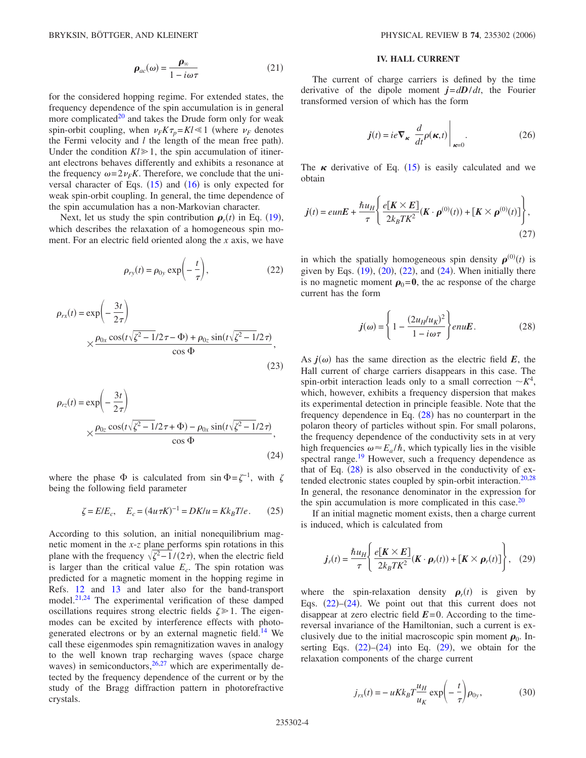$$\boldsymbol{\rho}_{ac}(\omega) = \frac{\boldsymbol{\rho}_\infty}{1 - i\omega\tau} \tag{21}$$

for the considered hopping regime. For extended states, the frequency dependence of the spin accumulation is in general more complicated[20] and takes the Drude form only for weak spin-orbit coupling, when $v_F K \tau_p = Kl \ll 1$ (where $v_F$ denotes the Fermi velocity and $l$ the length of the mean free path). Under the condition $Kl \gg 1$, the spin accumulation of itinerant electrons behaves differently and exhibits a resonance at the frequency $\omega = 2v_F K$. Therefore, we conclude that the universal character of Eqs. (15) and (16) is only expected for weak spin-orbit coupling. In general, the time dependence of the spin accumulation has a non-Markovian character.

Next, let us study the spin contribution $\boldsymbol{\rho}_r(t)$ in Eq. (19), which describes the relaxation of a homogeneous spin moment. For an electric field oriented along the $x$ axis, we have

$$\rho_{ry}(t) = \rho_{0y} \exp\left(-\frac{t}{\tau}\right), \tag{22}$$

$$\rho_{rx}(t) = \exp\left(-\frac{3t}{2\tau}\right) \times \frac{\rho_{0x}\cos(t\sqrt{\zeta^2 - 1}/2\tau - \Phi) + \rho_{0z}\sin(t\sqrt{\zeta^2-1}/2\tau)}{\cos\Phi}, \tag{23}$$

$$\rho_{rz}(t) = \exp\left(-\frac{3t}{2\tau}\right) \times \frac{\rho_{0z}\cos(t\sqrt{\zeta^2 - 1}/2\tau + \Phi) - \rho_{0x}\sin(t\sqrt{\zeta^2-1}/2\tau)}{\cos\Phi}, \tag{24}$$

where the phase $\Phi$ is calculated from $\sin\Phi = \zeta^{-1}$, with $\zeta$ being the following field parameter

$$\zeta = E/E_c, \quad E_c = (4u\tau K)^{-1} = DK/u = Kk_B T/e. \tag{25}$$

According to this solution, an initial nonequilibrium magnetic moment in the $x$-$z$ plane performs spin rotations in this plane with the frequency $\sqrt{\zeta^2 - 1}/(2\tau)$, when the electric field is larger than the critical value $E_c$. The spin rotation was predicted for a magnetic moment in the hopping regime in Refs. 12 and 13 and later also for the band-transport model.[21,24] The experimental verification of these damped oscillations requires strong electric fields $\zeta \gg 1$. The eigenmodes can be excited by interference effects with photogenerated electrons or by an external magnetic field.[14] We call these eigenmodes spin remagnitization waves in analogy to the well known trap recharging waves (space charge waves) in semiconductors,[26,27] which are experimentally detected by the frequency dependence of the current or by the study of the Bragg diffraction pattern in photorefractive crystals.

## IV. HALL CURRENT

The current of charge carriers is defined by the time derivative of the dipole moment $\boldsymbol{j} = d\boldsymbol{D}/dt$, the Fourier transformed version of which has the form

$$\boldsymbol{j}(t) = ie\nabla_{\boldsymbol{\kappa}} \left.\frac{d}{dt}\rho(\boldsymbol{\kappa}, t)\right|_{\boldsymbol{\kappa}=0}. \tag{26}$$

The $\boldsymbol{\kappa}$ derivative of Eq. (15) is easily calculated and we obtain

$$\boldsymbol{j}(t) = eun\boldsymbol{E} + \frac{\hbar u_H}{\tau}\left\{\frac{e[\boldsymbol{K}\times\boldsymbol{E}]}{2k_B T K^2}(\boldsymbol{K}\cdot\boldsymbol{\rho}^{(0)}(t)) + [\boldsymbol{K}\times\boldsymbol{\rho}^{(0)}(t)]\right\}, \tag{27}$$

in which the spatially homogeneous spin density $\boldsymbol{\rho}^{(0)}(t)$ is given by Eqs. (19), (20), (22), and (24). When initially there is no magnetic moment $\boldsymbol{\rho}_0 = \boldsymbol{0}$, the ac response of the charge current has the form

$$\boldsymbol{j}(\omega) = \left\{1 - \frac{(2u_H/u_K)^2}{1 - i\omega\tau}\right\} enu\boldsymbol{E}. \tag{28}$$

As $\boldsymbol{j}(\omega)$ has the same direction as the electric field $\boldsymbol{E}$, the Hall current of charge carriers disappears in this case. The spin-orbit interaction leads only to a small correction $\sim K^4$, which, however, exhibits a frequency dispersion that makes its experimental detection in principle feasible. Note that the frequency dependence in Eq. (28) has no counterpart in the polaron theory of particles without spin. For small polarons, the frequency dependence of the conductivity sets in at very high frequencies $\omega \approx E_a/\hbar$, which typically lies in the visible spectral range.[19] However, such a frequency dependence as that of Eq. (28) is also observed in the conductivity of extended electronic states coupled by spin-orbit interaction.[20,28] In general, the resonance denominator in the expression for the spin accumulation is more complicated in this case.[20]

If an initial magnetic moment exists, then a charge current is induced, which is calculated from

$$\boldsymbol{j}_r(t) = \frac{\hbar u_H}{\tau}\left\{\frac{e[\boldsymbol{K}\times\boldsymbol{E}]}{2k_B T K^2}(\boldsymbol{K}\cdot\boldsymbol{\rho}_r(t)) + [\boldsymbol{K}\times\boldsymbol{\rho}_r(t)]\right\}, \tag{29}$$

where the spin-relaxation density $\boldsymbol{\rho}_r(t)$ is given by Eqs. (22)–(24). We point out that this current does not disappear at zero electric field $\boldsymbol{E} = 0$. According to the time-reversal invariance of the Hamiltonian, such a current is exclusively due to the initial macroscopic spin moment $\boldsymbol{\rho}_0$. Inserting Eqs. (22)–(24) into Eq. (29), we obtain for the relaxation components of the charge current

$$j_{rx}(t) = -uKk_B T\frac{u_H}{u_K}\exp\left(-\frac{t}{\tau}\right)\rho_{0y}, \tag{30}$$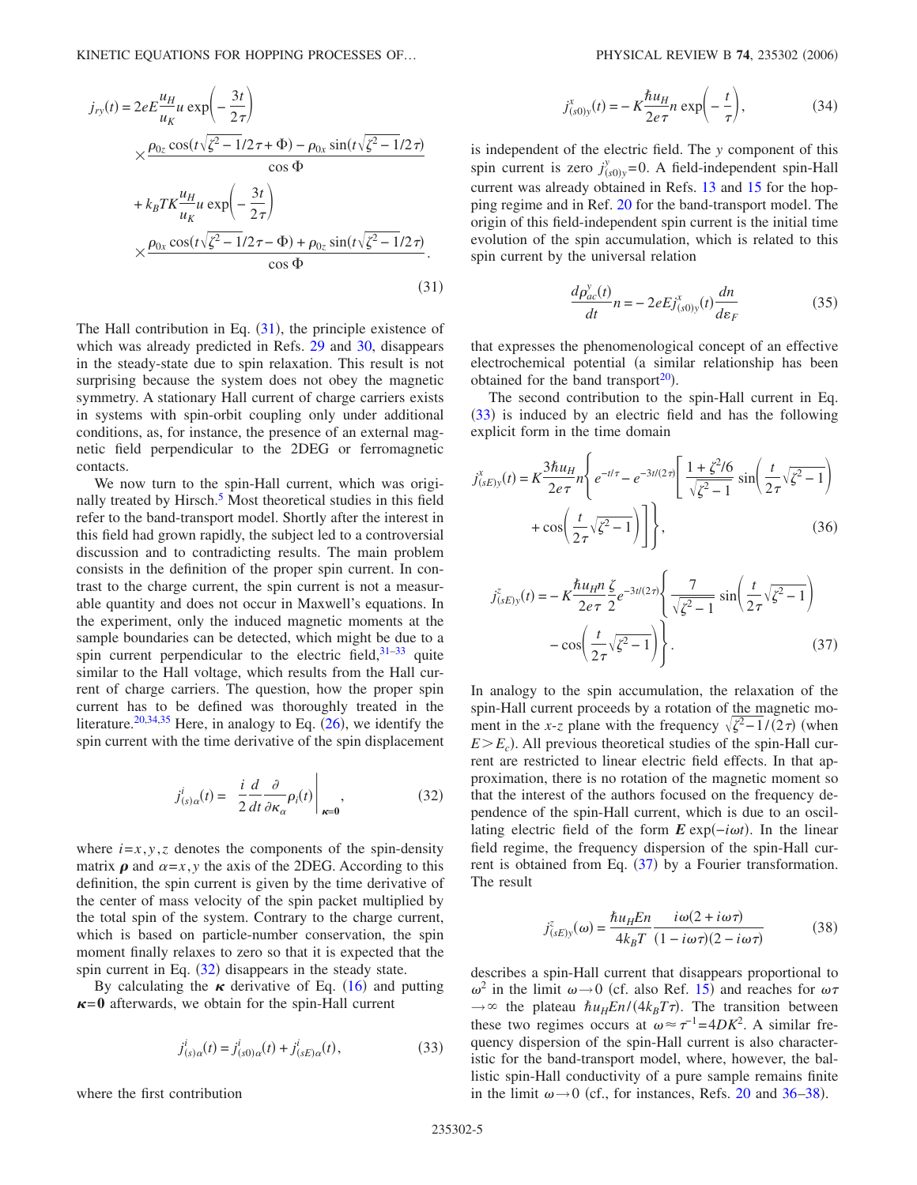$$
\begin{aligned}
j_{ry}(t) = {} & 2eE\frac{u_H}{u_K}u \exp\left(-\frac{3t}{2\tau}\right) \\
& \times \frac{\rho_{0z}\cos(t\sqrt{\zeta^2-1}/2\tau+\Phi)-\rho_{0x}\sin(t\sqrt{\zeta^2-1}/2\tau)}{\cos\Phi} \\
& + k_B TK\frac{u_H}{u_K}u \exp\left(-\frac{3t}{2\tau}\right) \\
& \times \frac{\rho_{0x}\cos(t\sqrt{\zeta^2-1}/2\tau-\Phi)+\rho_{0z}\sin(t\sqrt{\zeta^2-1}/2\tau)}{\cos\Phi}.
\end{aligned}
\tag{31}
$$

The Hall contribution in Eq. (31), the principle existence of which was already predicted in Refs. 29 and 30, disappears in the steady-state due to spin relaxation. This result is not surprising because the system does not obey the magnetic symmetry. A stationary Hall current of charge carriers exists in systems with spin-orbit coupling only under additional conditions, as, for instance, the presence of an external magnetic field perpendicular to the 2DEG or ferromagnetic contacts.

We now turn to the spin-Hall current, which was originally treated by Hirsch.[5] Most theoretical studies in this field refer to the band-transport model. Shortly after the interest in this field had grown rapidly, the subject led to a controversial discussion and to contradicting results. The main problem consists in the definition of the proper spin current. In contrast to the charge current, the spin current is not a measurable quantity and does not occur in Maxwell's equations. In the experiment, only the induced magnetic moments at the sample boundaries can be detected, which might be due to a spin current perpendicular to the electric field,[31–33] quite similar to the Hall voltage, which results from the Hall current of charge carriers. The question, how the proper spin current has to be defined was thoroughly treated in the literature.[20,34,35] Here, in analogy to Eq. (26), we identify the spin current with the time derivative of the spin displacement

$$
j^i_{(s)\alpha}(t) = \left. \frac{i}{2}\frac{d}{dt}\frac{\partial}{\partial \kappa_\alpha}\rho_i(t)\right|_{\boldsymbol{\kappa}=\mathbf{0}},
\tag{32}
$$

where $i=x,y,z$ denotes the components of the spin-density matrix $\boldsymbol{\rho}$ and $\alpha=x,y$ the axis of the 2DEG. According to this definition, the spin current is given by the time derivative of the center of mass velocity of the spin packet multiplied by the total spin of the system. Contrary to the charge current, which is based on particle-number conservation, the spin moment finally relaxes to zero so that it is expected that the spin current in Eq. (32) disappears in the steady state.

By calculating the $\boldsymbol{\kappa}$ derivative of Eq. (16) and putting $\boldsymbol{\kappa}=\mathbf{0}$ afterwards, we obtain for the spin-Hall current

$$
j^i_{(s)\alpha}(t) = j^i_{(s0)\alpha}(t) + j^i_{(sE)\alpha}(t),
\tag{33}
$$

where the first contribution

$$
j^x_{(s0)y}(t) = -K\frac{\hbar u_H}{2e\tau}n\exp\left(-\frac{t}{\tau}\right),
\tag{34}
$$

is independent of the electric field. The $y$ component of this spin current is zero $j^y_{(s0)y}=0$. A field-independent spin-Hall current was already obtained in Refs. 13 and 15 for the hopping regime and in Ref. 20 for the band-transport model. The origin of this field-independent spin current is the initial time evolution of the spin accumulation, which is related to this spin current by the universal relation

$$
\frac{d\rho^y_{ac}(t)}{dt}n = -2eEj^x_{(s0)y}(t)\frac{dn}{d\varepsilon_F}
\tag{35}
$$

that expresses the phenomenological concept of an effective electrochemical potential (a similar relationship has been obtained for the band transport[20]).

The second contribution to the spin-Hall current in Eq. (33) is induced by an electric field and has the following explicit form in the time domain

$$
\begin{aligned}
j^x_{(sE)y}(t) = {} & K\frac{3\hbar u_H}{2e\tau}n\left\{ e^{-t/\tau} - e^{-3t/(2\tau)}\left[\frac{1+\zeta^2/6}{\sqrt{\zeta^2-1}}\sin\left(\frac{t}{2\tau}\sqrt{\zeta^2-1}\right)\right.\right. \\
& \left.\left. + \cos\left(\frac{t}{2\tau}\sqrt{\zeta^2-1}\right)\right]\right\},
\end{aligned}
\tag{36}
$$

$$
\begin{aligned}
j^z_{(sE)y}(t) = {} & -K\frac{\hbar u_H n}{2e\tau}\frac{\zeta}{2}e^{-3t/(2\tau)}\left\{\frac{7}{\sqrt{\zeta^2-1}}\sin\left(\frac{t}{2\tau}\sqrt{\zeta^2-1}\right)\right. \\
& \left. - \cos\left(\frac{t}{2\tau}\sqrt{\zeta^2-1}\right)\right\}.
\end{aligned}
\tag{37}
$$

In analogy to the spin accumulation, the relaxation of the spin-Hall current proceeds by a rotation of the magnetic moment in the $x$-$z$ plane with the frequency $\sqrt{\zeta^2-1}/(2\tau)$ (when $E>E_c$). All previous theoretical studies of the spin-Hall current are restricted to linear electric field effects. In that approximation, there is no rotation of the magnetic moment so that the interest of the authors focused on the frequency dependence of the spin-Hall current, which is due to an oscillating electric field of the form $\boldsymbol{E}\exp(-i\omega t)$. In the linear field regime, the frequency dispersion of the spin-Hall current is obtained from Eq. (37) by a Fourier transformation. The result

$$
j^z_{(sE)y}(\omega) = \frac{\hbar u_H E n}{4k_B T}\frac{i\omega(2+i\omega\tau)}{(1-i\omega\tau)(2-i\omega\tau)}
\tag{38}
$$

describes a spin-Hall current that disappears proportional to $\omega^2$ in the limit $\omega\to 0$ (cf. also Ref. 15) and reaches for $\omega\tau\to\infty$ the plateau $\hbar u_H En/(4k_B T\tau)$. The transition between these two regimes occurs at $\omega\approx\tau^{-1}=4DK^2$. A similar frequency dispersion of the spin-Hall current is also characteristic for the band-transport model, where, however, the ballistic spin-Hall conductivity of a pure sample remains finite in the limit $\omega\to 0$ (cf., for instances, Refs. 20 and 36–38).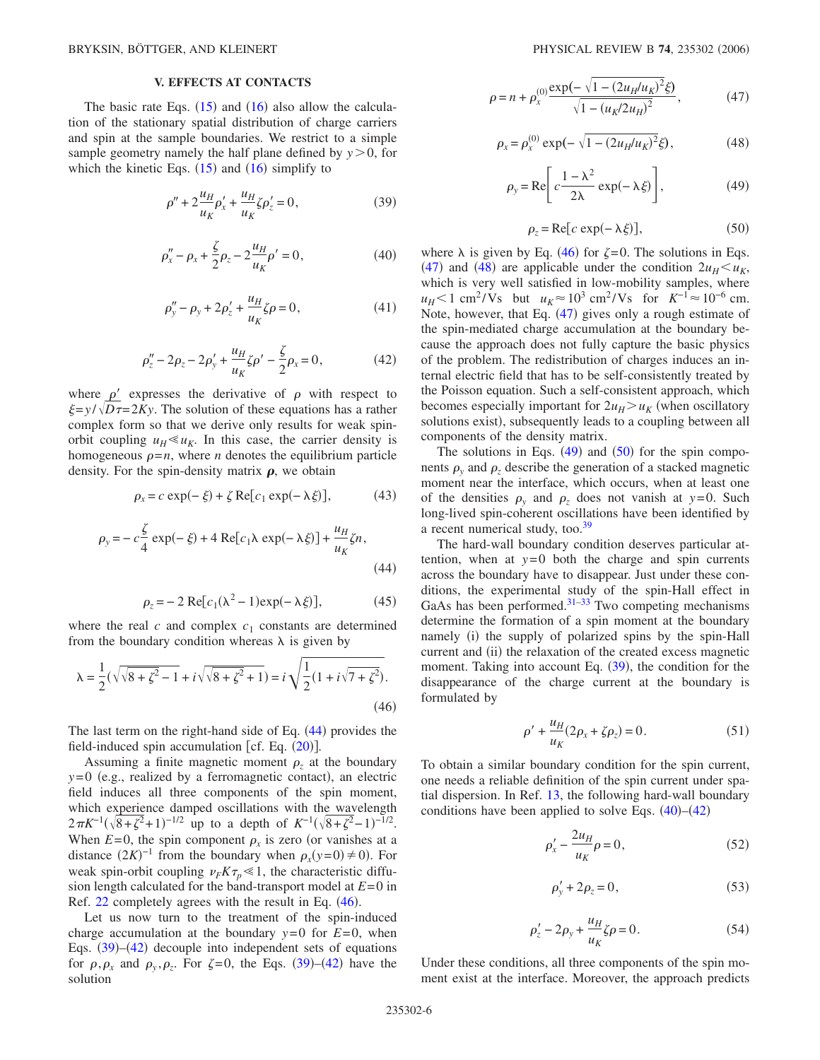## V. EFFECTS AT CONTACTS

The basic rate Eqs. (15) and (16) also allow the calculation of the stationary spatial distribution of charge carriers and spin at the sample boundaries. We restrict to a simple sample geometry namely the half plane defined by $y>0$, for which the kinetic Eqs. (15) and (16) simplify to

$$\rho'' + 2\frac{u_H}{u_K}\rho_x' + \frac{u_H}{u_K}\zeta\rho_z' = 0, \tag{39}$$

$$\rho_x'' - \rho_x + \frac{\zeta}{2}\rho_z - 2\frac{u_H}{u_K}\rho' = 0, \tag{40}$$

$$\rho_y'' - \rho_y + 2\rho_z' + \frac{u_H}{u_K}\zeta\rho = 0, \tag{41}$$

$$\rho_z'' - 2\rho_z - 2\rho_y' + \frac{u_H}{u_K}\zeta\rho' - \frac{\zeta}{2}\rho_x = 0, \tag{42}$$

where $\rho'$ expresses the derivative of $\rho$ with respect to $\xi = y/\sqrt{D\tau} = 2Ky$. The solution of these equations has a rather complex form so that we derive only results for weak spin-orbit coupling $u_H \ll u_K$. In this case, the carrier density is homogeneous $\rho = n$, where $n$ denotes the equilibrium particle density. For the spin-density matrix $\boldsymbol{\rho}$, we obtain

$$\rho_x = c\exp(-\xi) + \zeta\,\mathrm{Re}[c_1\exp(-\lambda\xi)], \tag{43}$$

$$\rho_y = -c\frac{\zeta}{4}\exp(-\xi) + 4\,\mathrm{Re}[c_1\lambda\exp(-\lambda\xi)] + \frac{u_H}{u_K}\zeta n, \tag{44}$$

$$\rho_z = -2\,\mathrm{Re}[c_1(\lambda^2-1)\exp(-\lambda\xi)], \tag{45}$$

where the real $c$ and complex $c_1$ constants are determined from the boundary condition whereas $\lambda$ is given by

$$\lambda = \frac{1}{2}\left(\sqrt{\sqrt{8+\zeta^2}-1} + i\sqrt{\sqrt{8+\zeta^2}+1}\right) = i\sqrt{\frac{1}{2}(1+i\sqrt{7+\zeta^2})}. \tag{46}$$

The last term on the right-hand side of Eq. (44) provides the field-induced spin accumulation [cf. Eq. (20)].

Assuming a finite magnetic moment $\rho_z$ at the boundary $y=0$ (e.g., realized by a ferromagnetic contact), an electric field induces all three components of the spin moment, which experience damped oscillations with the wavelength $2\pi K^{-1}(\sqrt{8+\zeta^2}+1)^{-1/2}$ up to a depth of $K^{-1}(\sqrt{8+\zeta^2}-1)^{-1/2}$. When $E=0$, the spin component $\rho_x$ is zero (or vanishes at a distance $(2K)^{-1}$ from the boundary when $\rho_x(y=0)\neq 0$). For weak spin-orbit coupling $v_F K\tau_p \ll 1$, the characteristic diffusion length calculated for the band-transport model at $E=0$ in Ref. 22 completely agrees with the result in Eq. (46).

Let us now turn to the treatment of the spin-induced charge accumulation at the boundary $y=0$ for $E=0$, when Eqs. (39)–(42) decouple into independent sets of equations for $\rho, \rho_x$ and $\rho_y, \rho_z$. For $\zeta=0$, the Eqs. (39)–(42) have the solution

$$\rho = n + \rho_x^{(0)}\frac{\exp(-\sqrt{1-(2u_H/u_K)^2}\xi)}{\sqrt{1-(u_K/2u_H)^2}}, \tag{47}$$

$$\rho_x = \rho_x^{(0)}\exp(-\sqrt{1-(2u_H/u_K)^2}\xi), \tag{48}$$

$$\rho_y = \mathrm{Re}\left[c\frac{1-\lambda^2}{2\lambda}\exp(-\lambda\xi)\right], \tag{49}$$

$$\rho_z = \mathrm{Re}[c\exp(-\lambda\xi)], \tag{50}$$

where $\lambda$ is given by Eq. (46) for $\zeta=0$. The solutions in Eqs. (47) and (48) are applicable under the condition $2u_H < u_K$, which is very well satisfied in low-mobility samples, where $u_H < 1$ cm$^2$/Vs but $u_K \approx 10^3$ cm$^2$/Vs for $K^{-1}\approx 10^{-6}$ cm. Note, however, that Eq. (47) gives only a rough estimate of the spin-mediated charge accumulation at the boundary because the approach does not fully capture the basic physics of the problem. The redistribution of charges induces an internal electric field that has to be self-consistently treated by the Poisson equation. Such a self-consistent approach, which becomes especially important for $2u_H > u_K$ (when oscillatory solutions exist), subsequently leads to a coupling between all components of the density matrix.

The solutions in Eqs. (49) and (50) for the spin components $\rho_y$ and $\rho_z$ describe the generation of a stacked magnetic moment near the interface, which occurs, when at least one of the densities $\rho_y$ and $\rho_z$ does not vanish at $y=0$. Such long-lived spin-coherent oscillations have been identified by a recent numerical study, too.[39]

The hard-wall boundary condition deserves particular attention, when at $y=0$ both the charge and spin currents across the boundary have to disappear. Just under these conditions, the experimental study of the spin-Hall effect in GaAs has been performed.[31–33] Two competing mechanisms determine the formation of a spin moment at the boundary namely (i) the supply of polarized spins by the spin-Hall current and (ii) the relaxation of the created excess magnetic moment. Taking into account Eq. (39), the condition for the disappearance of the charge current at the boundary is formulated by

$$\rho' + \frac{u_H}{u_K}(2\rho_x + \zeta\rho_z) = 0. \tag{51}$$

To obtain a similar boundary condition for the spin current, one needs a reliable definition of the spin current under spatial dispersion. In Ref. 13, the following hard-wall boundary conditions have been applied to solve Eqs. (40)–(42)

$$\rho_x' - \frac{2u_H}{u_K}\rho = 0, \tag{52}$$

$$\rho_y' + 2\rho_z = 0, \tag{53}$$

$$\rho_z' - 2\rho_y + \frac{u_H}{u_K}\zeta\rho = 0. \tag{54}$$

Under these conditions, all three components of the spin moment exist at the interface. Moreover, the approach predicts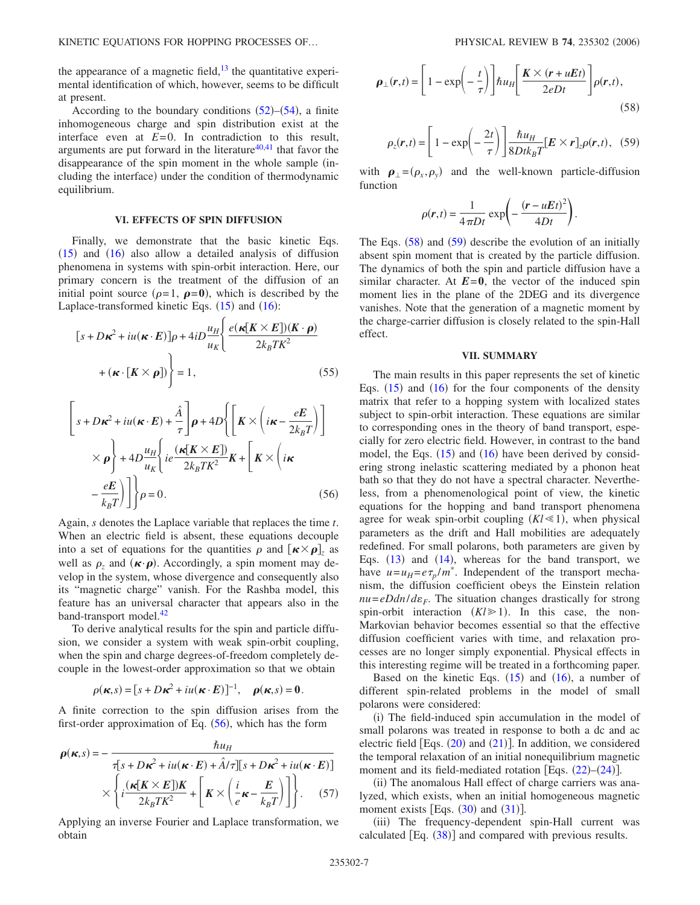the appearance of a magnetic field,[13] the quantitative experimental identification of which, however, seems to be difficult at present.

According to the boundary conditions (52)–(54), a finite inhomogeneous charge and spin distribution exist at the interface even at $E=0$. In contradiction to this result, arguments are put forward in the literature[40,41] that favor the disappearance of the spin moment in the whole sample (including the interface) under the condition of thermodynamic equilibrium.

## VI. EFFECTS OF SPIN DIFFUSION

Finally, we demonstrate that the basic kinetic Eqs. (15) and (16) also allow a detailed analysis of diffusion phenomena in systems with spin-orbit interaction. Here, our primary concern is the treatment of the diffusion of an initial point source ($\rho=1$, $\boldsymbol{\rho}=\mathbf{0}$), which is described by the Laplace-transformed kinetic Eqs. (15) and (16):

$$[s+D\boldsymbol{\kappa}^2+iu(\boldsymbol{\kappa}\cdot\boldsymbol{E})]\rho+4iD\frac{u_H}{u_K}\left\{\frac{e(\boldsymbol{\kappa}[\boldsymbol{K}\times\boldsymbol{E}])(\boldsymbol{K}\cdot\boldsymbol{\rho})}{2k_BTK^2}+(\boldsymbol{\kappa}\cdot[\boldsymbol{K}\times\boldsymbol{\rho}])\right\}=1, \tag{55}$$

$$\left[s+D\boldsymbol{\kappa}^2+iu(\boldsymbol{\kappa}\cdot\boldsymbol{E})+\frac{\hat{A}}{\tau}\right]\boldsymbol{\rho}+4D\left\{\left[\boldsymbol{K}\times\left(i\boldsymbol{\kappa}-\frac{e\boldsymbol{E}}{2k_BT}\right)\right]\times\boldsymbol{\rho}\right\}+4D\frac{u_H}{u_K}\left\{ie\frac{(\boldsymbol{\kappa}[\boldsymbol{K}\times\boldsymbol{E}])}{2k_BTK^2}\boldsymbol{K}+\left[\boldsymbol{K}\times\left(i\boldsymbol{\kappa}-\frac{e\boldsymbol{E}}{k_BT}\right)\right]\right\}\rho=0. \tag{56}$$

Again, $s$ denotes the Laplace variable that replaces the time $t$. When an electric field is absent, these equations decouple into a set of equations for the quantities $\rho$ and $[\boldsymbol{\kappa}\times\boldsymbol{\rho}]_z$ as well as $\rho_z$ and $(\boldsymbol{\kappa}\cdot\boldsymbol{\rho})$. Accordingly, a spin moment may develop in the system, whose divergence and consequently also its "magnetic charge" vanish. For the Rashba model, this feature has an universal character that appears also in the band-transport model.[42]

To derive analytical results for the spin and particle diffusion, we consider a system with weak spin-orbit coupling, when the spin and charge degrees-of-freedom completely decouple in the lowest-order approximation so that we obtain

$$\rho(\boldsymbol{\kappa},s)=[s+D\boldsymbol{\kappa}^2+iu(\boldsymbol{\kappa}\cdot\boldsymbol{E})]^{-1},\quad \boldsymbol{\rho}(\boldsymbol{\kappa},s)=\mathbf{0}.$$

A finite correction to the spin diffusion arises from the first-order approximation of Eq. (56), which has the form

$$\boldsymbol{\rho}(\boldsymbol{\kappa},s)=-\frac{\hbar u_H}{\tau[s+D\boldsymbol{\kappa}^2+iu(\boldsymbol{\kappa}\cdot\boldsymbol{E})+\hat{A}/\tau][s+D\boldsymbol{\kappa}^2+iu(\boldsymbol{\kappa}\cdot\boldsymbol{E})]}\times\left\{i\frac{(\boldsymbol{\kappa}[\boldsymbol{K}\times\boldsymbol{E}])\boldsymbol{K}}{2k_BTK^2}+\left[\boldsymbol{K}\times\left(\frac{i}{e}\boldsymbol{\kappa}-\frac{\boldsymbol{E}}{k_BT}\right)\right]\right\}. \tag{57}$$

Applying an inverse Fourier and Laplace transformation, we obtain

$$\boldsymbol{\rho}_\perp(\boldsymbol{r},t)=\left[1-\exp\left(-\frac{t}{\tau}\right)\right]\hbar u_H\left[\frac{\boldsymbol{K}\times(\boldsymbol{r}+u\boldsymbol{E}t)}{2eDt}\right]\rho(\boldsymbol{r},t), \tag{58}$$

$$\rho_z(\boldsymbol{r},t)=\left[1-\exp\left(-\frac{2t}{\tau}\right)\right]\frac{\hbar u_H}{8Dtk_BT}[\boldsymbol{E}\times\boldsymbol{r}]_z\rho(\boldsymbol{r},t), \tag{59}$$

with $\boldsymbol{\rho}_\perp=(\rho_x,\rho_y)$ and the well-known particle-diffusion function

$$\rho(\boldsymbol{r},t)=\frac{1}{4\pi Dt}\exp\left(-\frac{(\boldsymbol{r}-u\boldsymbol{E}t)^2}{4Dt}\right).$$

The Eqs. (58) and (59) describe the evolution of an initially absent spin moment that is created by the particle diffusion. The dynamics of both the spin and particle diffusion have a similar character. At $\boldsymbol{E}=\mathbf{0}$, the vector of the induced spin moment lies in the plane of the 2DEG and its divergence vanishes. Note that the generation of a magnetic moment by the charge-carrier diffusion is closely related to the spin-Hall effect.

## VII. SUMMARY

The main results in this paper represents the set of kinetic Eqs. (15) and (16) for the four components of the density matrix that refer to a hopping system with localized states subject to spin-orbit interaction. These equations are similar to corresponding ones in the theory of band transport, especially for zero electric field. However, in contrast to the band model, the Eqs. (15) and (16) have been derived by considering strong inelastic scattering mediated by a phonon heat bath so that they do not have a spectral character. Nevertheless, from a phenomenological point of view, the kinetic equations for the hopping and band transport phenomena agree for weak spin-orbit coupling ($Kl \ll 1$), when physical parameters as the drift and Hall mobilities are adequately redefined. For small polarons, both parameters are given by Eqs. (13) and (14), whereas for the band transport, we have $u=u_H=e\tau_p/m^*$. Independent of the transport mechanism, the diffusion coefficient obeys the Einstein relation $nu=eDdn/d\varepsilon_F$. The situation changes drastically for strong spin-orbit interaction ($Kl \gg 1$). In this case, the non-Markovian behavior becomes essential so that the effective diffusion coefficient varies with time, and relaxation processes are no longer simply exponential. Physical effects in this interesting regime will be treated in a forthcoming paper.

Based on the kinetic Eqs. (15) and (16), a number of different spin-related problems in the model of small polarons were considered:

(i) The field-induced spin accumulation in the model of small polarons was treated in response to both a dc and ac electric field [Eqs. (20) and (21)]. In addition, we considered the temporal relaxation of an initial nonequilibrium magnetic moment and its field-mediated rotation [Eqs. (22)–(24)].

(ii) The anomalous Hall effect of charge carriers was analyzed, which exists, when an initial homogeneous magnetic moment exists [Eqs. (30) and (31)].

(iii) The frequency-dependent spin-Hall current was calculated [Eq. (38)] and compared with previous results.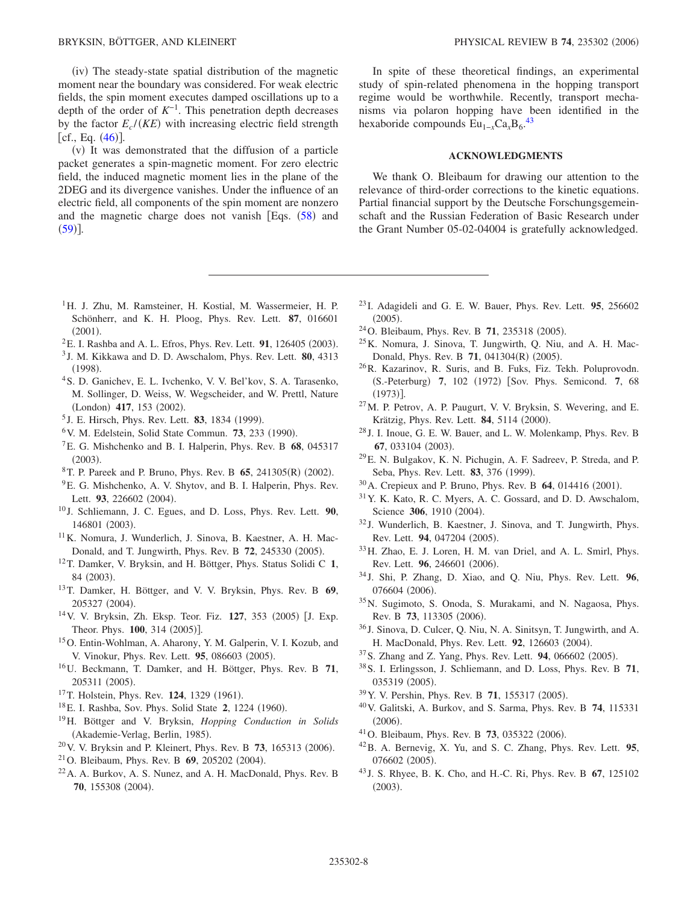(iv) The steady-state spatial distribution of the magnetic moment near the boundary was considered. For weak electric fields, the spin moment executes damped oscillations up to a depth of the order of $K^{-1}$. This penetration depth decreases by the factor $E_c/(KE)$ with increasing electric field strength [cf., Eq. (46)].

(v) It was demonstrated that the diffusion of a particle packet generates a spin-magnetic moment. For zero electric field, the induced magnetic moment lies in the plane of the 2DEG and its divergence vanishes. Under the influence of an electric field, all components of the spin moment are nonzero and the magnetic charge does not vanish [Eqs. (58) and (59)].

In spite of these theoretical findings, an experimental study of spin-related phenomena in the hopping transport regime would be worthwhile. Recently, transport mechanisms via polaron hopping have been identified in the hexaboride compounds $Eu_{1-x}Ca_xB_6$.[43]

## ACKNOWLEDGMENTS

We thank O. Bleibaum for drawing our attention to the relevance of third-order corrections to the kinetic equations. Partial financial support by the Deutsche Forschungsgemeinschaft and the Russian Federation of Basic Research under the Grant Number 05-02-04004 is gratefully acknowledged.

---

[1] H. J. Zhu, M. Ramsteiner, H. Kostial, M. Wassermeier, H. P. Schönherr, and K. H. Ploog, Phys. Rev. Lett. **87**, 016601 (2001).

[2] E. I. Rashba and A. L. Efros, Phys. Rev. Lett. **91**, 126405 (2003).

[3] J. M. Kikkawa and D. D. Awschalom, Phys. Rev. Lett. **80**, 4313 (1998).

[4] S. D. Ganichev, E. L. Ivchenko, V. V. Bel'kov, S. A. Tarasenko, M. Sollinger, D. Weiss, W. Wegscheider, and W. Prettl, Nature (London) **417**, 153 (2002).

[5] J. E. Hirsch, Phys. Rev. Lett. **83**, 1834 (1999).

[6] V. M. Edelstein, Solid State Commun. **73**, 233 (1990).

[7] E. G. Mishchenko and B. I. Halperin, Phys. Rev. B **68**, 045317 (2003).

[8] T. P. Pareek and P. Bruno, Phys. Rev. B **65**, 241305(R) (2002).

[9] E. G. Mishchenko, A. V. Shytov, and B. I. Halperin, Phys. Rev. Lett. **93**, 226602 (2004).

[10] J. Schliemann, J. C. Egues, and D. Loss, Phys. Rev. Lett. **90**, 146801 (2003).

[11] K. Nomura, J. Wunderlich, J. Sinova, B. Kaestner, A. H. MacDonald, and T. Jungwirth, Phys. Rev. B **72**, 245330 (2005).

[12] T. Damker, V. Bryksin, and H. Böttger, Phys. Status Solidi C **1**, 84 (2003).

[13] T. Damker, H. Böttger, and V. V. Bryksin, Phys. Rev. B **69**, 205327 (2004).

[14] V. V. Bryksin, Zh. Eksp. Teor. Fiz. **127**, 353 (2005) [J. Exp. Theor. Phys. **100**, 314 (2005)].

[15] O. Entin-Wohlman, A. Aharony, Y. M. Galperin, V. I. Kozub, and V. Vinokur, Phys. Rev. Lett. **95**, 086603 (2005).

[16] U. Beckmann, T. Damker, and H. Böttger, Phys. Rev. B **71**, 205311 (2005).

[17] T. Holstein, Phys. Rev. **124**, 1329 (1961).

[18] E. I. Rashba, Sov. Phys. Solid State **2**, 1224 (1960).

[19] H. Böttger and V. Bryksin, *Hopping Conduction in Solids* (Akademie-Verlag, Berlin, 1985).

[20] V. Bryksin and P. Kleinert, Phys. Rev. B **73**, 165313 (2006).

[21] O. Bleibaum, Phys. Rev. B **69**, 205202 (2004).

[22] A. A. Burkov, A. S. Nunez, and A. H. MacDonald, Phys. Rev. B **70**, 155308 (2004).

[23] I. Adagideli and G. E. W. Bauer, Phys. Rev. Lett. **95**, 256602 (2005).

[24] O. Bleibaum, Phys. Rev. B **71**, 235318 (2005).

[25] K. Nomura, J. Sinova, T. Jungwirth, Q. Niu, and A. H. MacDonald, Phys. Rev. B **71**, 041304(R) (2005).

[26] R. Kazarinov, R. Suris, and B. Fuks, Fiz. Tekh. Poluprovodn. (S.-Peterburg) **7**, 102 (1972) [Sov. Phys. Semicond. **7**, 68 (1973)].

[27] M. P. Petrov, A. P. Paugurt, V. V. Bryksin, S. Wevering, and E. Krätzig, Phys. Rev. Lett. **84**, 5114 (2000).

[28] J. I. Inoue, G. E. W. Bauer, and L. W. Molenkamp, Phys. Rev. B **67**, 033104 (2003).

[29] E. N. Bulgakov, K. N. Pichugin, A. F. Sadreev, P. Streda, and P. Seba, Phys. Rev. Lett. **83**, 376 (1999).

[30] A. Crepieux and P. Bruno, Phys. Rev. B **64**, 014416 (2001).

[31] Y. K. Kato, R. C. Myers, A. C. Gossard, and D. D. Awschalom, Science **306**, 1910 (2004).

[32] J. Wunderlich, B. Kaestner, J. Sinova, and T. Jungwirth, Phys. Rev. Lett. **94**, 047204 (2005).

[33] H. Zhao, E. J. Loren, H. M. van Driel, and A. L. Smirl, Phys. Rev. Lett. **96**, 246601 (2006).

[34] J. Shi, P. Zhang, D. Xiao, and Q. Niu, Phys. Rev. Lett. **96**, 076604 (2006).

[35] N. Sugimoto, S. Onoda, S. Murakami, and N. Nagaosa, Phys. Rev. B **73**, 113305 (2006).

[36] J. Sinova, D. Culcer, Q. Niu, N. A. Sinitsyn, T. Jungwirth, and A. H. MacDonald, Phys. Rev. Lett. **92**, 126603 (2004).

[37] S. Zhang and Z. Yang, Phys. Rev. Lett. **94**, 066602 (2005).

[38] S. I. Erlingsson, J. Schliemann, and D. Loss, Phys. Rev. B **71**, 035319 (2005).

[39] Y. V. Pershin, Phys. Rev. B **71**, 155317 (2005).

[40] V. Galitski, A. Burkov, and S. Sarma, Phys. Rev. B **74**, 115331 (2006).

[41] O. Bleibaum, Phys. Rev. B **73**, 035322 (2006).

[42] B. A. Bernevig, X. Yu, and S. C. Zhang, Phys. Rev. Lett. **95**, 076602 (2005).

[43] J. S. Rhyee, B. K. Cho, and H.-C. Ri, Phys. Rev. B **67**, 125102 (2003).